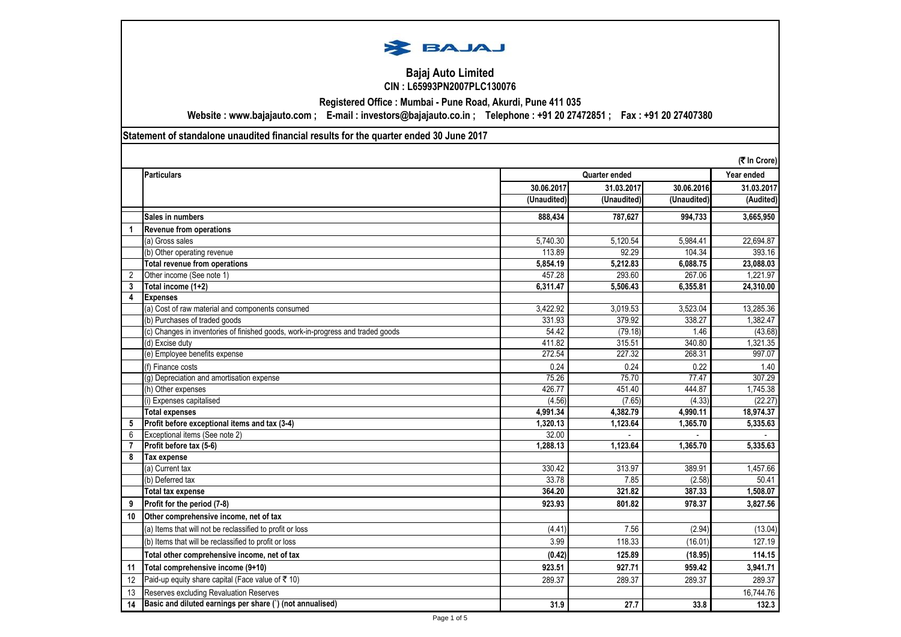# Bajaj Auto Limited

**CIN : L65993PN2007PLC130076**

**Registered Office : Mumbai - Pune Road, Akurdi, Pune 411 035**

**Website : www.bajajauto.com ; E-mail : investors@bajajauto.co.in ; Telephone : +91 20 27472851 ; Fax : +91 20 27407380**

**Statement of standalone unaudited financial results for the quarter ended 30 June 2017**

(₹ In Crore)

| | Particulars | Quarter ended | | | Year ended |
|---|---|---|---|---|---|
| | | 30.06.2017 | 31.03.2017 | 30.06.2016 | 31.03.2017 |
| | | (Unaudited) | (Unaudited) | (Unaudited) | (Audited) |
| | **Sales in numbers** | **888,434** | **787,627** | **994,733** | **3,665,950** |
| **1** | **Revenue from operations** | | | | |
| | (a) Gross sales | 5,740.30 | 5,120.54 | 5,984.41 | 22,694.87 |
| | (b) Other operating revenue | 113.89 | 92.29 | 104.34 | 393.16 |
| | **Total revenue from operations** | **5,854.19** | **5,212.83** | **6,088.75** | **23,088.03** |
| 2 | Other income (See note 1) | 457.28 | 293.60 | 267.06 | 1,221.97 |
| **3** | **Total income (1+2)** | **6,311.47** | **5,506.43** | **6,355.81** | **24,310.00** |
| **4** | **Expenses** | | | | |
| | (a) Cost of raw material and components consumed | 3,422.92 | 3,019.53 | 3,523.04 | 13,285.36 |
| | (b) Purchases of traded goods | 331.93 | 379.92 | 338.27 | 1,382.47 |
| | (c) Changes in inventories of finished goods, work-in-progress and traded goods | 54.42 | (79.18) | 1.46 | (43.68) |
| | (d) Excise duty | 411.82 | 315.51 | 340.80 | 1,321.35 |
| | (e) Employee benefits expense | 272.54 | 227.32 | 268.31 | 997.07 |
| | (f) Finance costs | 0.24 | 0.24 | 0.22 | 1.40 |
| | (g) Depreciation and amortisation expense | 75.26 | 75.70 | 77.47 | 307.29 |
| | (h) Other expenses | 426.77 | 451.40 | 444.87 | 1,745.38 |
| | (i) Expenses capitalised | (4.56) | (7.65) | (4.33) | (22.27) |
| | **Total expenses** | **4,991.34** | **4,382.79** | **4,990.11** | **18,974.37** |
| **5** | **Profit before exceptional items and tax (3-4)** | **1,320.13** | **1,123.64** | **1,365.70** | **5,335.63** |
| 6 | Exceptional items (See note 2) | 32.00 | - | - | - |
| **7** | **Profit before tax (5-6)** | **1,288.13** | **1,123.64** | **1,365.70** | **5,335.63** |
| **8** | **Tax expense** | | | | |
| | (a) Current tax | 330.42 | 313.97 | 389.91 | 1,457.66 |
| | (b) Deferred tax | 33.78 | 7.85 | (2.58) | 50.41 |
| | **Total tax expense** | **364.20** | **321.82** | **387.33** | **1,508.07** |
| **9** | **Profit for the period (7-8)** | **923.93** | **801.82** | **978.37** | **3,827.56** |
| **10** | **Other comprehensive income, net of tax** | | | | |
| | (a) Items that will not be reclassified to profit or loss | (4.41) | 7.56 | (2.94) | (13.04) |
| | (b) Items that will be reclassified to profit or loss | 3.99 | 118.33 | (16.01) | 127.19 |
| | **Total other comprehensive income, net of tax** | **(0.42)** | **125.89** | **(18.95)** | **114.15** |
| **11** | **Total comprehensive income (9+10)** | **923.51** | **927.71** | **959.42** | **3,941.71** |
| 12 | Paid-up equity share capital (Face value of ₹ 10) | 289.37 | 289.37 | 289.37 | 289.37 |
| 13 | Reserves excluding Revaluation Reserves | | | | 16,744.76 |
| **14** | **Basic and diluted earnings per share (`) (not annualised)** | **31.9** | **27.7** | **33.8** | **132.3** |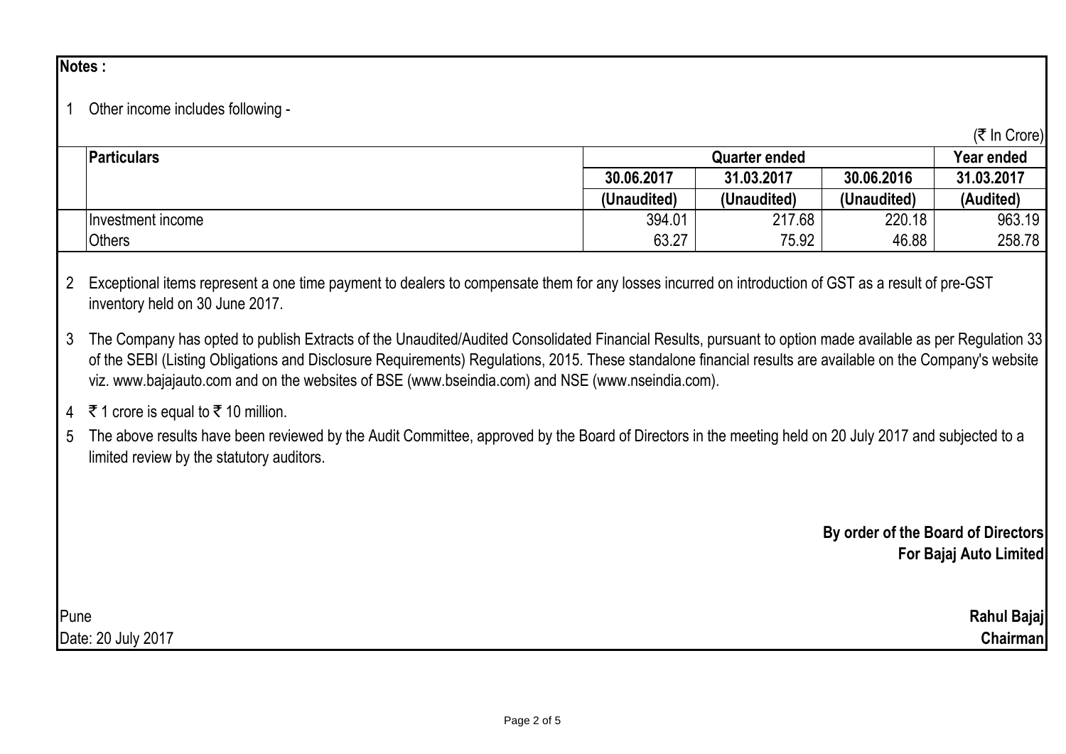**Notes :**

1 Other income includes following -

(₹ In Crore)

| Particulars | Quarter ended | | | Year ended |
|---|---|---|---|---|
| | 30.06.2017 | 31.03.2017 | 30.06.2016 | 31.03.2017 |
| | (Unaudited) | (Unaudited) | (Unaudited) | (Audited) |
| Investment income | 394.01 | 217.68 | 220.18 | 963.19 |
| Others | 63.27 | 75.92 | 46.88 | 258.78 |

2 Exceptional items represent a one time payment to dealers to compensate them for any losses incurred on introduction of GST as a result of pre-GST inventory held on 30 June 2017.

3 The Company has opted to publish Extracts of the Unaudited/Audited Consolidated Financial Results, pursuant to option made available as per Regulation 33 of the SEBI (Listing Obligations and Disclosure Requirements) Regulations, 2015. These standalone financial results are available on the Company's website viz. www.bajajauto.com and on the websites of BSE (www.bseindia.com) and NSE (www.nseindia.com).

4 ₹ 1 crore is equal to ₹ 10 million.

5 The above results have been reviewed by the Audit Committee, approved by the Board of Directors in the meeting held on 20 July 2017 and subjected to a limited review by the statutory auditors.

**By order of the Board of Directors**
**For Bajaj Auto Limited**

Pune
Date: 20 July 2017

**Rahul Bajaj**
**Chairman**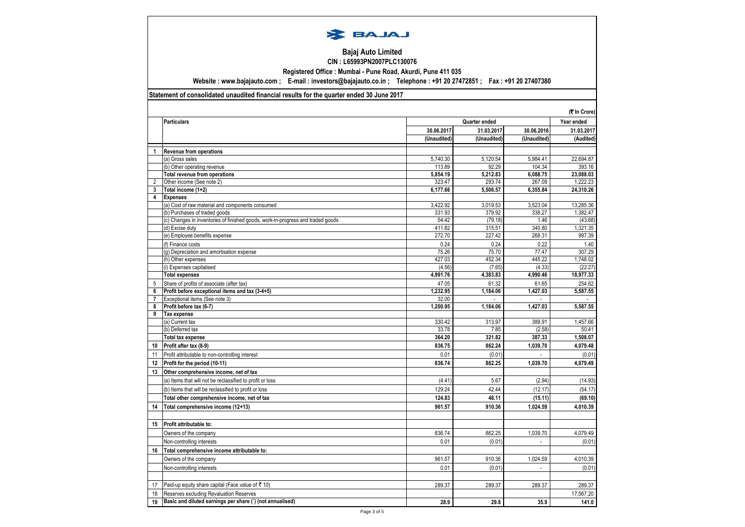# Bajaj Auto Limited

**CIN : L65993PN2007PLC130076**

**Registered Office : Mumbai - Pune Road, Akurdi, Pune 411 035**

**Website : www.bajajauto.com ; E-mail : investors@bajajauto.co.in ; Telephone : +91 20 27472851 ; Fax : +91 20 27407380**

**Statement of consolidated unaudited financial results for the quarter ended 30 June 2017**

**(₹ In Crore)**

| | Particulars | Quarter ended | | | Year ended |
|---|---|---|---|---|---|
| | | 30.06.2017 | 31.03.2017 | 30.06.2016 | 31.03.2017 |
| | | (Unaudited) | (Unaudited) | (Unaudited) | (Audited) |
| 1 | **Revenue from operations** | | | | |
| | (a) Gross sales | 5,740.30 | 5,120.54 | 5,984.41 | 22,694.87 |
| | (b) Other operating revenue | 113.89 | 92.29 | 104.34 | 393.16 |
| | **Total revenue from operations** | **5,854.19** | **5,212.83** | **6,088.75** | **23,088.03** |
| 2 | Other income (See note 2) | 323.47 | 293.74 | 267.09 | 1,222.23 |
| 3 | **Total income (1+2)** | **6,177.66** | **5,506.57** | **6,355.84** | **24,310.26** |
| 4 | **Expenses** | | | | |
| | (a) Cost of raw material and components consumed | 3,422.92 | 3,019.53 | 3,523.04 | 13,285.36 |
| | (b) Purchases of traded goods | 331.93 | 379.92 | 338.27 | 1,382.47 |
| | (c) Changes in inventories of finished goods, work-in-progress and traded goods | 54.42 | (79.18) | 1.46 | (43.68) |
| | (d) Excise duty | 411.82 | 315.51 | 340.80 | 1,321.35 |
| | (e) Employee benefits expense | 272.70 | 227.42 | 268.31 | 997.39 |
| | (f) Finance costs | 0.24 | 0.24 | 0.22 | 1.40 |
| | (g) Depreciation and amortisation expense | 75.26 | 75.70 | 77.47 | 307.29 |
| | (h) Other expenses | 427.03 | 452.34 | 445.22 | 1,748.02 |
| | (i) Expenses capitalised | (4.56) | (7.65) | (4.33) | (22.27) |
| | **Total expenses** | **4,991.76** | **4,383.83** | **4,990.46** | **18,977.33** |
| 5 | Share of profits of associate (after tax) | 47.05 | 61.32 | 61.65 | 254.62 |
| 6 | **Profit before exceptional items and tax (3-4+5)** | **1,232.95** | **1,184.06** | **1,427.03** | **5,587.55** |
| 7 | Exceptional items (See note 3) | 32.00 | - | - | - |
| 8 | **Profit before tax (6-7)** | **1,200.95** | **1,184.06** | **1,427.03** | **5,587.55** |
| 9 | **Tax expense** | | | | |
| | (a) Current tax | 330.42 | 313.97 | 389.91 | 1,457.66 |
| | (b) Deferred tax | 33.78 | 7.85 | (2.58) | 50.41 |
| | **Total tax expense** | **364.20** | **321.82** | **387.33** | **1,508.07** |
| 10 | **Profit after tax (8-9)** | **836.75** | **862.24** | **1,039.70** | **4,079.48** |
| 11 | Profit attributable to non-controlling interest | 0.01 | (0.01) | - | (0.01) |
| 12 | **Profit for the period (10-11)** | **836.74** | **862.25** | **1,039.70** | **4,079.49** |
| 13 | **Other comprehensive income, net of tax** | | | | |
| | (a) Items that will not be reclassified to profit or loss | (4.41) | 5.67 | (2.94) | (14.93) |
| | (b) Items that will be reclassified to profit or loss | 129.24 | 42.44 | (12.17) | (54.17) |
| | **Total other comprehensive income, net of tax** | **124.83** | **48.11** | **(15.11)** | **(69.10)** |
| 14 | **Total comprehensive income (12+13)** | **961.57** | **910.36** | **1,024.59** | **4,010.39** |
| | | | | | |
| 15 | **Profit attributable to:** | | | | |
| | Owners of the company | 836.74 | 862.25 | 1,039.70 | 4,079.49 |
| | Non-controlling interests | 0.01 | (0.01) | - | (0.01) |
| 16 | **Total comprehensive income attributable to:** | | | | |
| | Owners of the company | 961.57 | 910.36 | 1,024.59 | 4,010.39 |
| | Non-controlling interests | 0.01 | (0.01) | - | (0.01) |
| | | | | | |
| 17 | Paid-up equity share capital (Face value of ₹ 10) | 289.37 | 289.37 | 289.37 | 289.37 |
| 18 | Reserves excluding Revaluation Reserves | | | | 17,567.20 |
| 19 | **Basic and diluted earnings per share (`) (not annualised)** | **28.9** | **29.8** | **35.9** | **141.0** |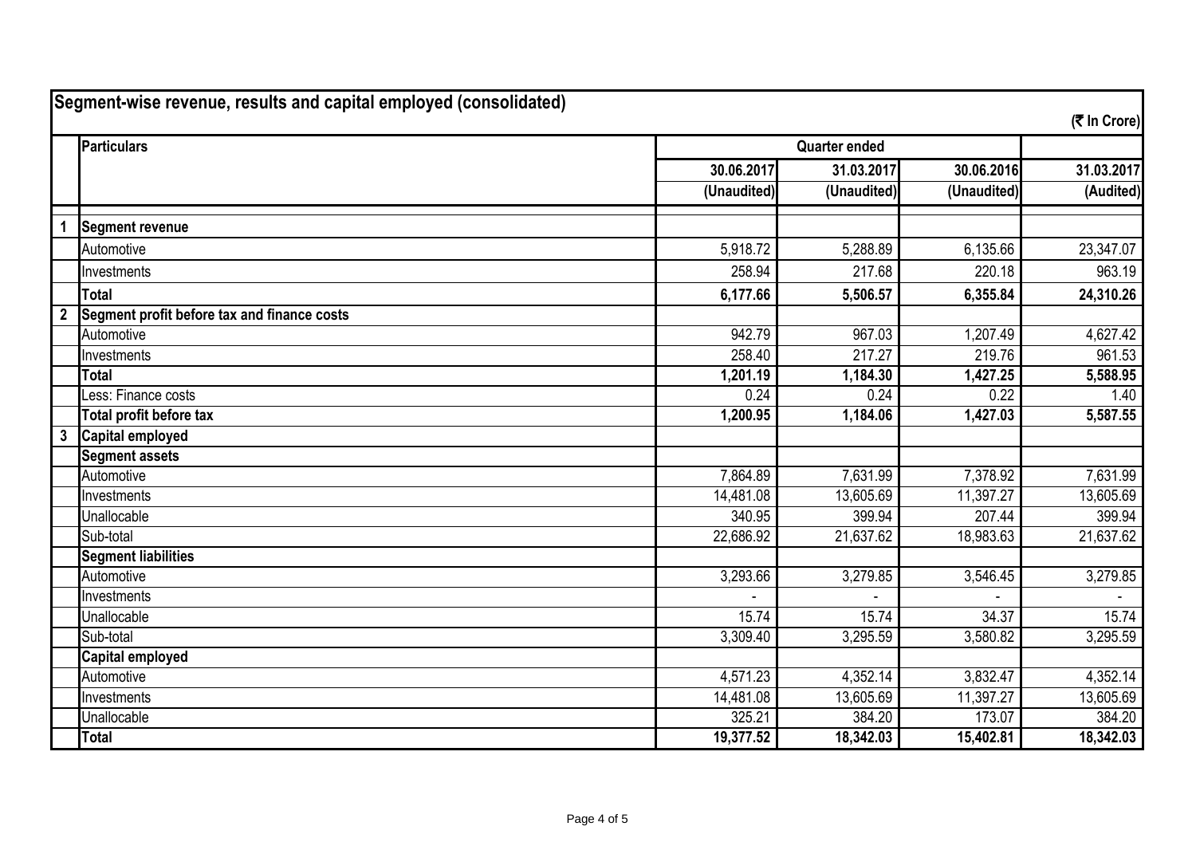## Segment-wise revenue, results and capital employed (consolidated)

(₹ In Crore)

| | Particulars | Quarter ended | | | |
|---|---|---|---|---|---|
| | | 30.06.2017 | 31.03.2017 | 30.06.2016 | 31.03.2017 |
| | | (Unaudited) | (Unaudited) | (Unaudited) | (Audited) |
| 1 | **Segment revenue** | | | | |
| | Automotive | 5,918.72 | 5,288.89 | 6,135.66 | 23,347.07 |
| | Investments | 258.94 | 217.68 | 220.18 | 963.19 |
| | **Total** | **6,177.66** | **5,506.57** | **6,355.84** | **24,310.26** |
| 2 | **Segment profit before tax and finance costs** | | | | |
| | Automotive | 942.79 | 967.03 | 1,207.49 | 4,627.42 |
| | Investments | 258.40 | 217.27 | 219.76 | 961.53 |
| | **Total** | **1,201.19** | **1,184.30** | **1,427.25** | **5,588.95** |
| | Less: Finance costs | 0.24 | 0.24 | 0.22 | 1.40 |
| | **Total profit before tax** | **1,200.95** | **1,184.06** | **1,427.03** | **5,587.55** |
| 3 | **Capital employed** | | | | |
| | **Segment assets** | | | | |
| | Automotive | 7,864.89 | 7,631.99 | 7,378.92 | 7,631.99 |
| | Investments | 14,481.08 | 13,605.69 | 11,397.27 | 13,605.69 |
| | Unallocable | 340.95 | 399.94 | 207.44 | 399.94 |
| | Sub-total | 22,686.92 | 21,637.62 | 18,983.63 | 21,637.62 |
| | **Segment liabilities** | | | | |
| | Automotive | 3,293.66 | 3,279.85 | 3,546.45 | 3,279.85 |
| | Investments | - | - | - | - |
| | Unallocable | 15.74 | 15.74 | 34.37 | 15.74 |
| | Sub-total | 3,309.40 | 3,295.59 | 3,580.82 | 3,295.59 |
| | **Capital employed** | | | | |
| | Automotive | 4,571.23 | 4,352.14 | 3,832.47 | 4,352.14 |
| | Investments | 14,481.08 | 13,605.69 | 11,397.27 | 13,605.69 |
| | Unallocable | 325.21 | 384.20 | 173.07 | 384.20 |
| | **Total** | **19,377.52** | **18,342.03** | **15,402.81** | **18,342.03** |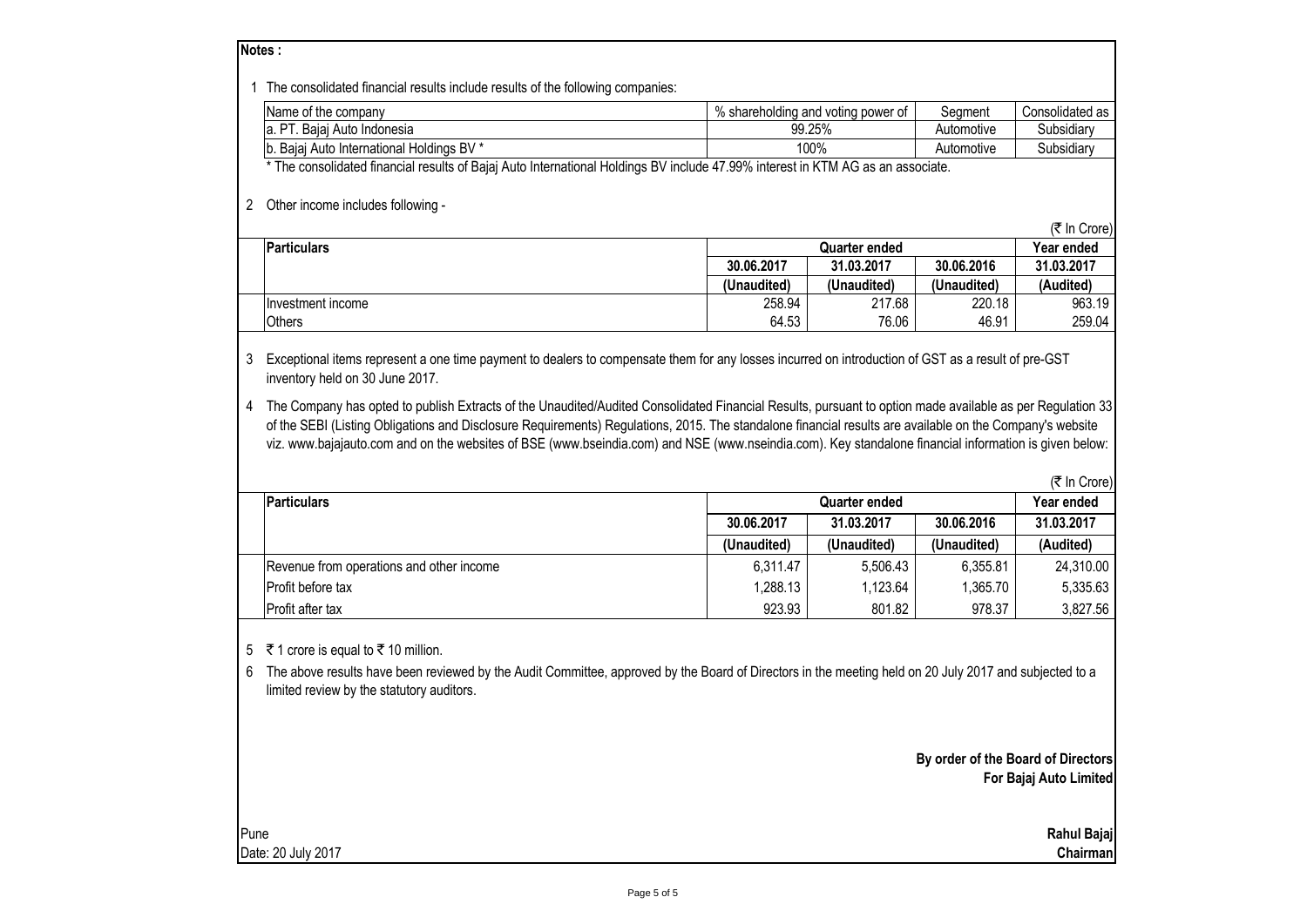**Notes :**

1 The consolidated financial results include results of the following companies:

| Name of the company | % shareholding and voting power of | Segment | Consolidated as |
|---|---|---|---|
| a. PT. Bajaj Auto Indonesia | 99.25% | Automotive | Subsidiary |
| b. Bajaj Auto International Holdings BV * | 100% | Automotive | Subsidiary |

* The consolidated financial results of Bajaj Auto International Holdings BV include 47.99% interest in KTM AG as an associate.

2 Other income includes following -

(₹ In Crore)

| Particulars | Quarter ended | | | Year ended |
|---|---|---|---|---|
| | 30.06.2017 | 31.03.2017 | 30.06.2016 | 31.03.2017 |
| | (Unaudited) | (Unaudited) | (Unaudited) | (Audited) |
| Investment income | 258.94 | 217.68 | 220.18 | 963.19 |
| Others | 64.53 | 76.06 | 46.91 | 259.04 |

3 Exceptional items represent a one time payment to dealers to compensate them for any losses incurred on introduction of GST as a result of pre-GST inventory held on 30 June 2017.

4 The Company has opted to publish Extracts of the Unaudited/Audited Consolidated Financial Results, pursuant to option made available as per Regulation 33 of the SEBI (Listing Obligations and Disclosure Requirements) Regulations, 2015. The standalone financial results are available on the Company's website viz. www.bajajauto.com and on the websites of BSE (www.bseindia.com) and NSE (www.nseindia.com). Key standalone financial information is given below:

(₹ In Crore)

| Particulars | Quarter ended | | | Year ended |
|---|---|---|---|---|
| | 30.06.2017 | 31.03.2017 | 30.06.2016 | 31.03.2017 |
| | (Unaudited) | (Unaudited) | (Unaudited) | (Audited) |
| Revenue from operations and other income | 6,311.47 | 5,506.43 | 6,355.81 | 24,310.00 |
| Profit before tax | 1,288.13 | 1,123.64 | 1,365.70 | 5,335.63 |
| Profit after tax | 923.93 | 801.82 | 978.37 | 3,827.56 |

5 ₹ 1 crore is equal to ₹ 10 million.

6 The above results have been reviewed by the Audit Committee, approved by the Board of Directors in the meeting held on 20 July 2017 and subjected to a limited review by the statutory auditors.

**By order of the Board of Directors**
**For Bajaj Auto Limited**

Pune
Date: 20 July 2017

**Rahul Bajaj**
**Chairman**